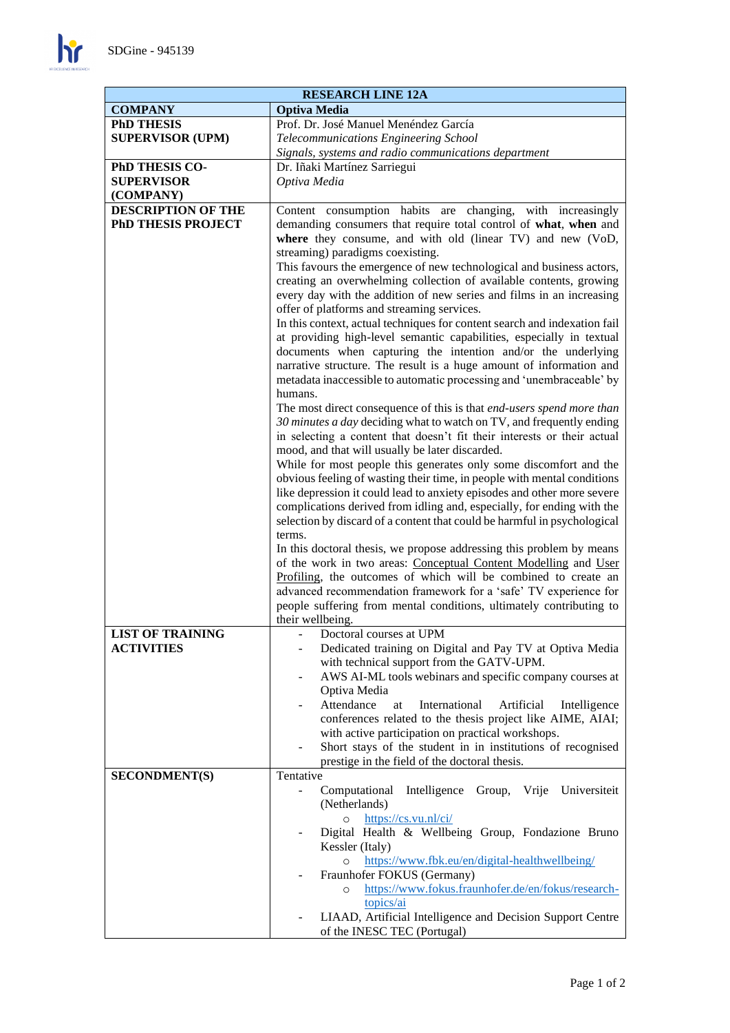| RESEARCH LINE 12A | |
|---|---|
| **COMPANY** | **Optiva Media** |
| **PhD THESIS SUPERVISOR (UPM)** | Prof. Dr. José Manuel Menéndez García<br>*Telecommunications Engineering School*<br>*Signals, systems and radio communications department* |
| **PhD THESIS CO-SUPERVISOR (COMPANY)** | Dr. Iñaki Martínez Sarriegui<br>*Optiva Media* |
| **DESCRIPTION OF THE PhD THESIS PROJECT** | Content consumption habits are changing, with increasingly demanding consumers that require total control of **what**, **when** and **where** they consume, and with old (linear TV) and new (VoD, streaming) paradigms coexisting.<br>This favours the emergence of new technological and business actors, creating an overwhelming collection of available contents, growing every day with the addition of new series and films in an increasing offer of platforms and streaming services.<br>In this context, actual techniques for content search and indexation fail at providing high-level semantic capabilities, especially in textual documents when capturing the intention and/or the underlying narrative structure. The result is a huge amount of information and metadata inaccessible to automatic processing and 'unembraceable' by humans.<br>The most direct consequence of this is that *end-users spend more than 30 minutes a day* deciding what to watch on TV, and frequently ending in selecting a content that doesn't fit their interests or their actual mood, and that will usually be later discarded.<br>While for most people this generates only some discomfort and the obvious feeling of wasting their time, in people with mental conditions like depression it could lead to anxiety episodes and other more severe complications derived from idling and, especially, for ending with the selection by discard of a content that could be harmful in psychological terms.<br>In this doctoral thesis, we propose addressing this problem by means of the work in two areas: Conceptual Content Modelling and User Profiling, the outcomes of which will be combined to create an advanced recommendation framework for a 'safe' TV experience for people suffering from mental conditions, ultimately contributing to their wellbeing. |
| **LIST OF TRAINING ACTIVITIES** | - Doctoral courses at UPM<br>- Dedicated training on Digital and Pay TV at Optiva Media with technical support from the GATV-UPM.<br>- AWS AI-ML tools webinars and specific company courses at Optiva Media<br>- Attendance at International Artificial Intelligence conferences related to the thesis project like AIME, AIAI; with active participation on practical workshops.<br>- Short stays of the student in in institutions of recognised prestige in the field of the doctoral thesis. |
| **SECONDMENT(S)** | Tentative<br>- Computational Intelligence Group, Vrije Universiteit (Netherlands)<br>&nbsp;&nbsp;&nbsp;&nbsp;○ https://cs.vu.nl/ci/<br>- Digital Health & Wellbeing Group, Fondazione Bruno Kessler (Italy)<br>&nbsp;&nbsp;&nbsp;&nbsp;○ https://www.fbk.eu/en/digital-healthwellbeing/<br>- Fraunhofer FOKUS (Germany)<br>&nbsp;&nbsp;&nbsp;&nbsp;○ https://www.fokus.fraunhofer.de/en/fokus/research-topics/ai<br>- LIAAD, Artificial Intelligence and Decision Support Centre of the INESC TEC (Portugal) |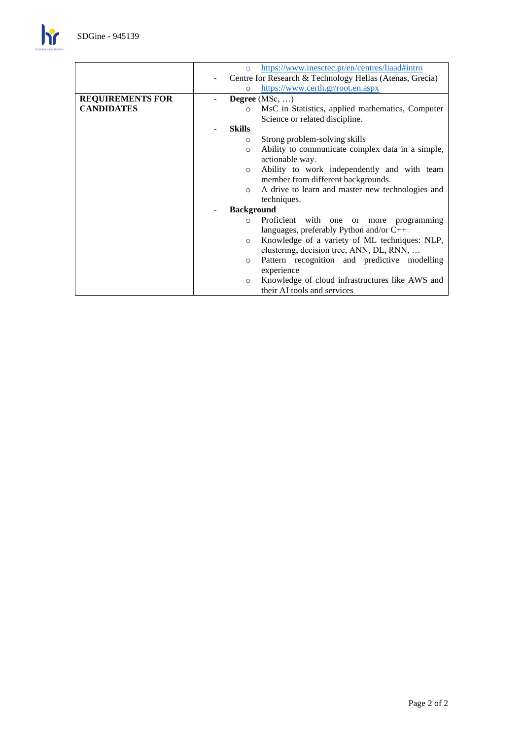| | |
|---|---|
| | ○ https://www.inesctec.pt/en/centres/liaad#intro<br>- Centre for Research & Technology Hellas (Atenas, Grecia)<br>○ https://www.certh.gr/root.en.aspx |
| **REQUIREMENTS FOR CANDIDATES** | - **Degree** (MSc, …)<br>○ MsC in Statistics, applied mathematics, Computer Science or related discipline.<br>- **Skills**<br>○ Strong problem-solving skills<br>○ Ability to communicate complex data in a simple, actionable way.<br>○ Ability to work independently and with team member from different backgrounds.<br>○ A drive to learn and master new technologies and techniques.<br>- **Background**<br>○ Proficient with one or more programming languages, preferably Python and/or C++<br>○ Knowledge of a variety of ML techniques: NLP, clustering, decision tree, ANN, DL, RNN, …<br>○ Pattern recognition and predictive modelling experience<br>○ Knowledge of cloud infrastructures like AWS and their AI tools and services |